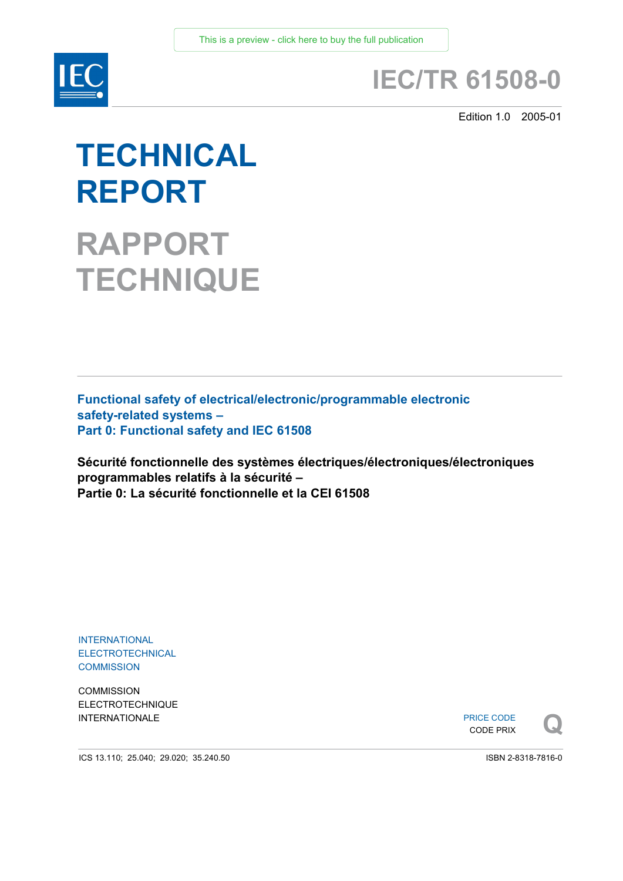This is a preview - click here to buy the full publication

IEC

# IEC/TR 61508-0

Edition 1.0 2005-01

# TECHNICAL REPORT

# RAPPORT TECHNIQUE

**Functional safety of electrical/electronic/programmable electronic safety-related systems –**
**Part 0: Functional safety and IEC 61508**

**Sécurité fonctionnelle des systèmes électriques/électroniques/électroniques programmables relatifs à la sécurité –**
**Partie 0: La sécurité fonctionnelle et la CEI 61508**

INTERNATIONAL
ELECTROTECHNICAL
COMMISSION

COMMISSION
ELECTROTECHNIQUE
INTERNATIONALE

PRICE CODE
CODE PRIX **Q**

ICS 13.110; 25.040; 29.020; 35.240.50

ISBN 2-8318-7816-0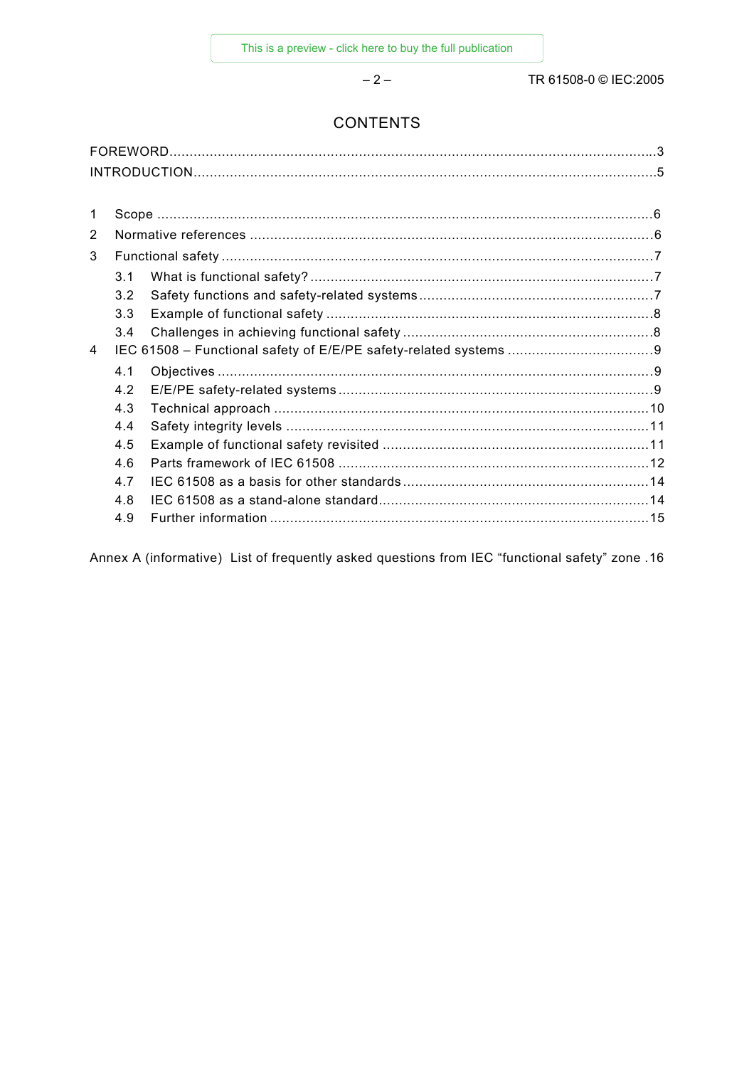# CONTENTS

FOREWORD....................................................................................................................3
INTRODUCTION..............................................................................................................5

1 Scope ......................................................................................................................6
2 Normative references ...............................................................................................6
3 Functional safety .....................................................................................................7
  3.1 What is functional safety? ...................................................................................7
  3.2 Safety functions and safety-related systems ........................................................7
  3.3 Example of functional safety ...............................................................................8
  3.4 Challenges in achieving functional safety .............................................................8
4 IEC 61508 – Functional safety of E/E/PE safety-related systems ...................................9
  4.1 Objectives ..........................................................................................................9
  4.2 E/E/PE safety-related systems ............................................................................9
  4.3 Technical approach ...........................................................................................10
  4.4 Safety integrity levels ........................................................................................11
  4.5 Example of functional safety revisited ................................................................11
  4.6 Parts framework of IEC 61508 ...........................................................................12
  4.7 IEC 61508 as a basis for other standards ...........................................................14
  4.8 IEC 61508 as a stand-alone standard.................................................................14
  4.9 Further information ............................................................................................15

Annex A (informative) List of frequently asked questions from IEC “functional safety” zone .16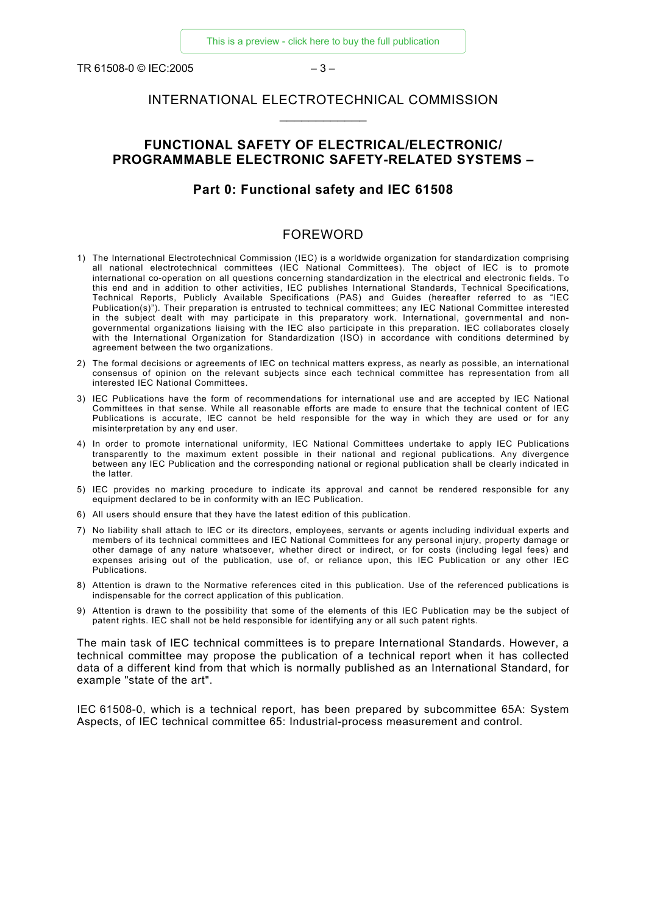INTERNATIONAL ELECTROTECHNICAL COMMISSION

___________

# FUNCTIONAL SAFETY OF ELECTRICAL/ELECTRONIC/ PROGRAMMABLE ELECTRONIC SAFETY-RELATED SYSTEMS –

## Part 0: Functional safety and IEC 61508

## FOREWORD

1) The International Electrotechnical Commission (IEC) is a worldwide organization for standardization comprising all national electrotechnical committees (IEC National Committees). The object of IEC is to promote international co-operation on all questions concerning standardization in the electrical and electronic fields. To this end and in addition to other activities, IEC publishes International Standards, Technical Specifications, Technical Reports, Publicly Available Specifications (PAS) and Guides (hereafter referred to as "IEC Publication(s)"). Their preparation is entrusted to technical committees; any IEC National Committee interested in the subject dealt with may participate in this preparatory work. International, governmental and non-governmental organizations liaising with the IEC also participate in this preparation. IEC collaborates closely with the International Organization for Standardization (ISO) in accordance with conditions determined by agreement between the two organizations.

2) The formal decisions or agreements of IEC on technical matters express, as nearly as possible, an international consensus of opinion on the relevant subjects since each technical committee has representation from all interested IEC National Committees.

3) IEC Publications have the form of recommendations for international use and are accepted by IEC National Committees in that sense. While all reasonable efforts are made to ensure that the technical content of IEC Publications is accurate, IEC cannot be held responsible for the way in which they are used or for any misinterpretation by any end user.

4) In order to promote international uniformity, IEC National Committees undertake to apply IEC Publications transparently to the maximum extent possible in their national and regional publications. Any divergence between any IEC Publication and the corresponding national or regional publication shall be clearly indicated in the latter.

5) IEC provides no marking procedure to indicate its approval and cannot be rendered responsible for any equipment declared to be in conformity with an IEC Publication.

6) All users should ensure that they have the latest edition of this publication.

7) No liability shall attach to IEC or its directors, employees, servants or agents including individual experts and members of its technical committees and IEC National Committees for any personal injury, property damage or other damage of any nature whatsoever, whether direct or indirect, or for costs (including legal fees) and expenses arising out of the publication, use of, or reliance upon, this IEC Publication or any other IEC Publications.

8) Attention is drawn to the Normative references cited in this publication. Use of the referenced publications is indispensable for the correct application of this publication.

9) Attention is drawn to the possibility that some of the elements of this IEC Publication may be the subject of patent rights. IEC shall not be held responsible for identifying any or all such patent rights.

The main task of IEC technical committees is to prepare International Standards. However, a technical committee may propose the publication of a technical report when it has collected data of a different kind from that which is normally published as an International Standard, for example "state of the art".

IEC 61508-0, which is a technical report, has been prepared by subcommittee 65A: System Aspects, of IEC technical committee 65: Industrial-process measurement and control.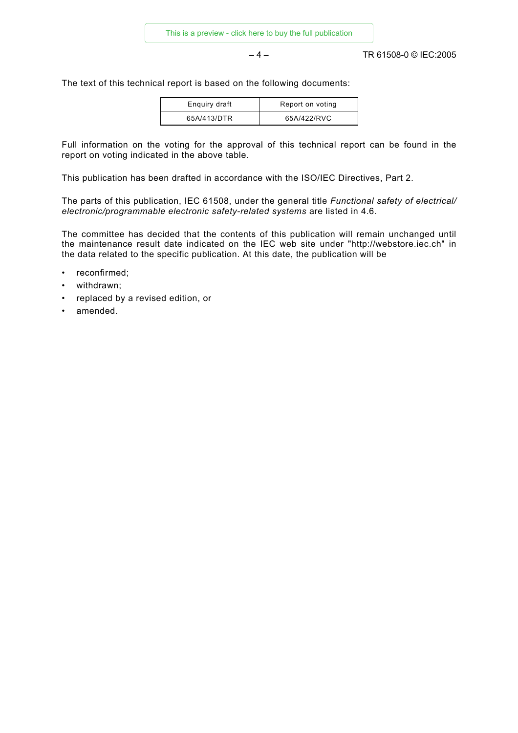The text of this technical report is based on the following documents:

| Enquiry draft | Report on voting |
|---|---|
| 65A/413/DTR | 65A/422/RVC |

Full information on the voting for the approval of this technical report can be found in the report on voting indicated in the above table.

This publication has been drafted in accordance with the ISO/IEC Directives, Part 2.

The parts of this publication, IEC 61508, under the general title *Functional safety of electrical/ electronic/programmable electronic safety-related systems* are listed in 4.6.

The committee has decided that the contents of this publication will remain unchanged until the maintenance result date indicated on the IEC web site under "http://webstore.iec.ch" in the data related to the specific publication. At this date, the publication will be

- reconfirmed;
- withdrawn;
- replaced by a revised edition, or
- amended.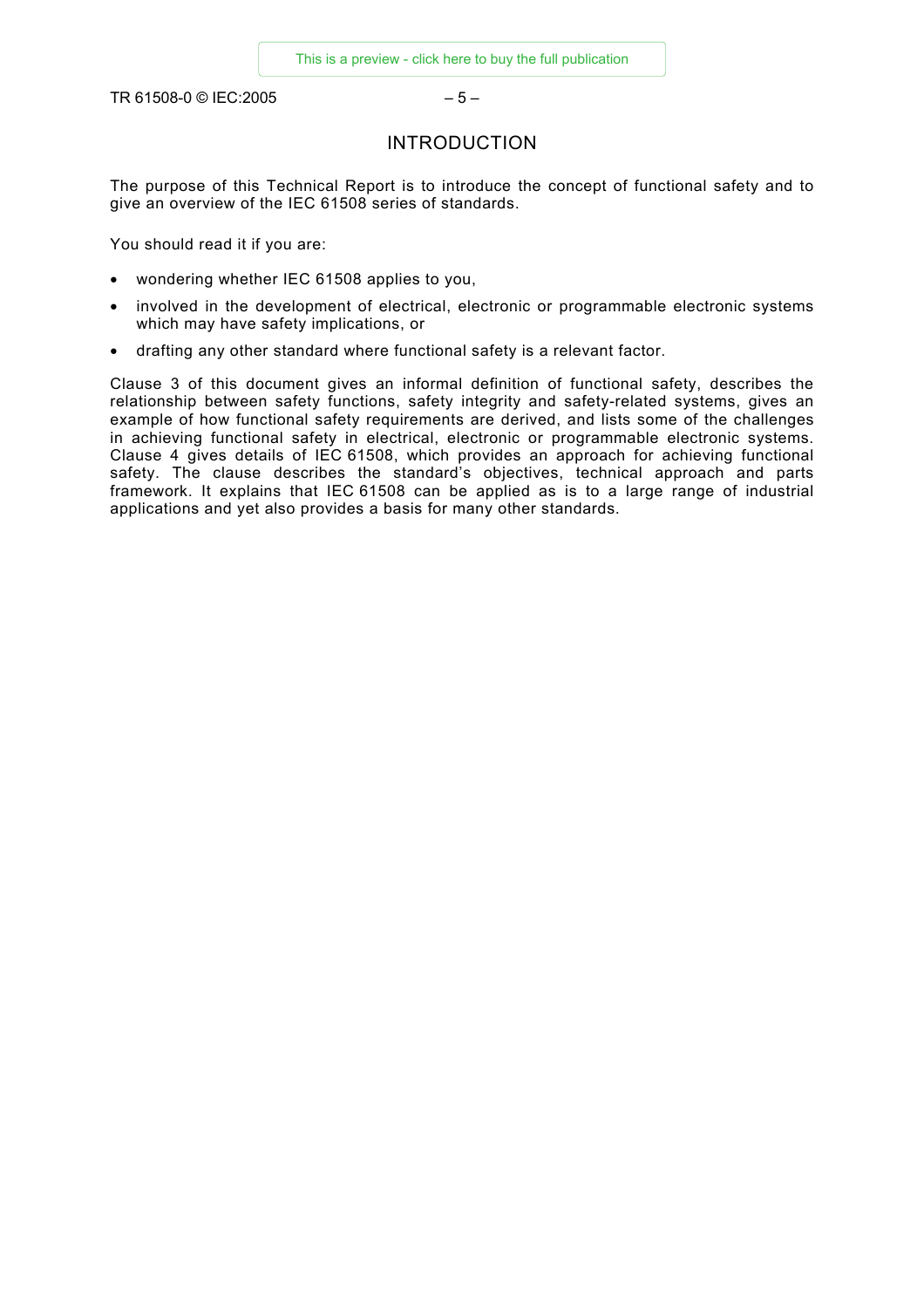# INTRODUCTION

The purpose of this Technical Report is to introduce the concept of functional safety and to give an overview of the IEC 61508 series of standards.

You should read it if you are:

- wondering whether IEC 61508 applies to you,
- involved in the development of electrical, electronic or programmable electronic systems which may have safety implications, or
- drafting any other standard where functional safety is a relevant factor.

Clause 3 of this document gives an informal definition of functional safety, describes the relationship between safety functions, safety integrity and safety-related systems, gives an example of how functional safety requirements are derived, and lists some of the challenges in achieving functional safety in electrical, electronic or programmable electronic systems. Clause 4 gives details of IEC 61508, which provides an approach for achieving functional safety. The clause describes the standard's objectives, technical approach and parts framework. It explains that IEC 61508 can be applied as is to a large range of industrial applications and yet also provides a basis for many other standards.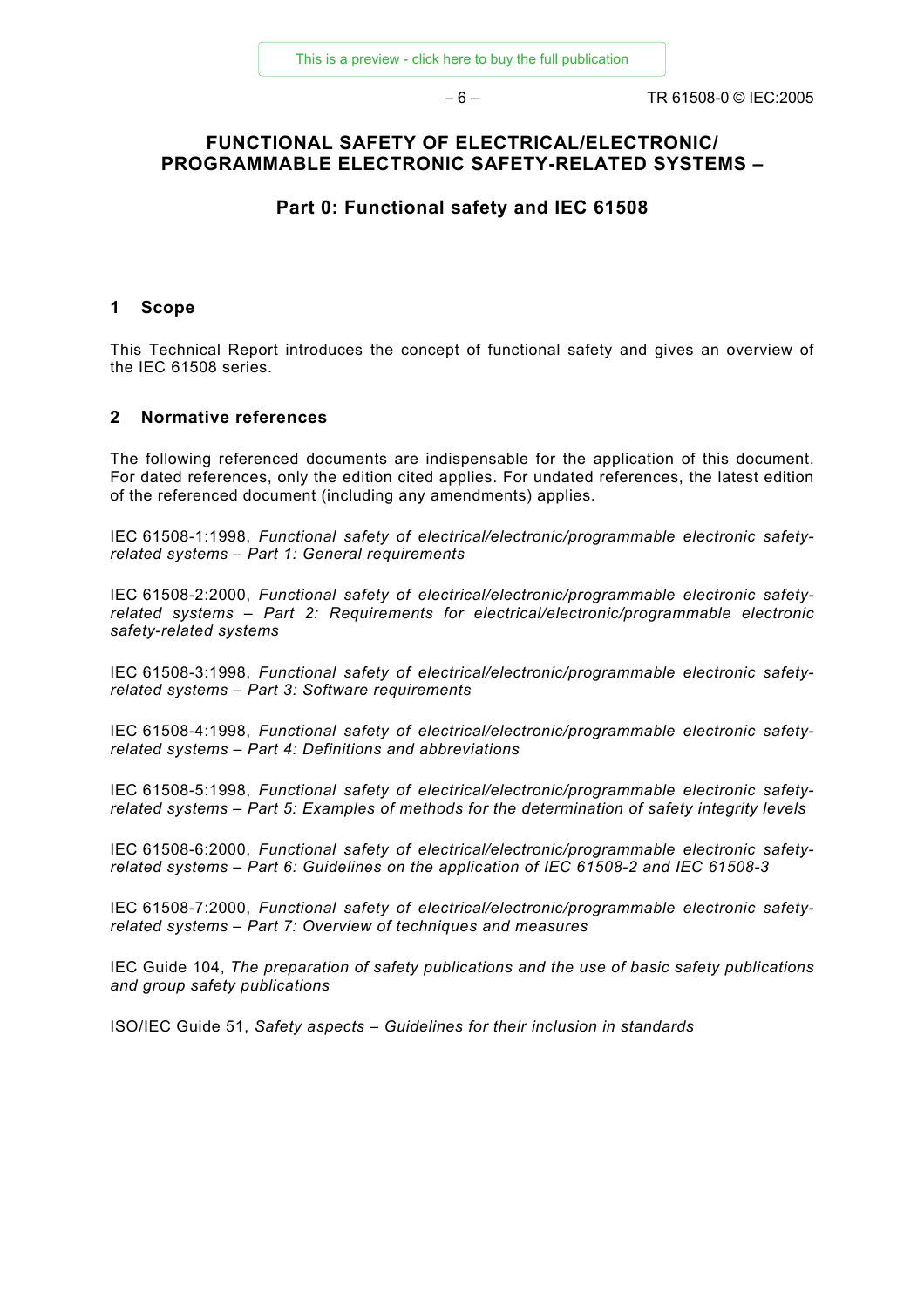# FUNCTIONAL SAFETY OF ELECTRICAL/ELECTRONIC/ PROGRAMMABLE ELECTRONIC SAFETY-RELATED SYSTEMS –

## Part 0: Functional safety and IEC 61508

### 1 Scope

This Technical Report introduces the concept of functional safety and gives an overview of the IEC 61508 series.

### 2 Normative references

The following referenced documents are indispensable for the application of this document. For dated references, only the edition cited applies. For undated references, the latest edition of the referenced document (including any amendments) applies.

IEC 61508-1:1998, *Functional safety of electrical/electronic/programmable electronic safety-related systems – Part 1: General requirements*

IEC 61508-2:2000, *Functional safety of electrical/electronic/programmable electronic safety-related systems – Part 2: Requirements for electrical/electronic/programmable electronic safety-related systems*

IEC 61508-3:1998, *Functional safety of electrical/electronic/programmable electronic safety-related systems – Part 3: Software requirements*

IEC 61508-4:1998, *Functional safety of electrical/electronic/programmable electronic safety-related systems – Part 4: Definitions and abbreviations*

IEC 61508-5:1998, *Functional safety of electrical/electronic/programmable electronic safety-related systems – Part 5: Examples of methods for the determination of safety integrity levels*

IEC 61508-6:2000, *Functional safety of electrical/electronic/programmable electronic safety-related systems – Part 6: Guidelines on the application of IEC 61508-2 and IEC 61508-3*

IEC 61508-7:2000, *Functional safety of electrical/electronic/programmable electronic safety-related systems – Part 7: Overview of techniques and measures*

IEC Guide 104, *The preparation of safety publications and the use of basic safety publications and group safety publications*

ISO/IEC Guide 51, *Safety aspects – Guidelines for their inclusion in standards*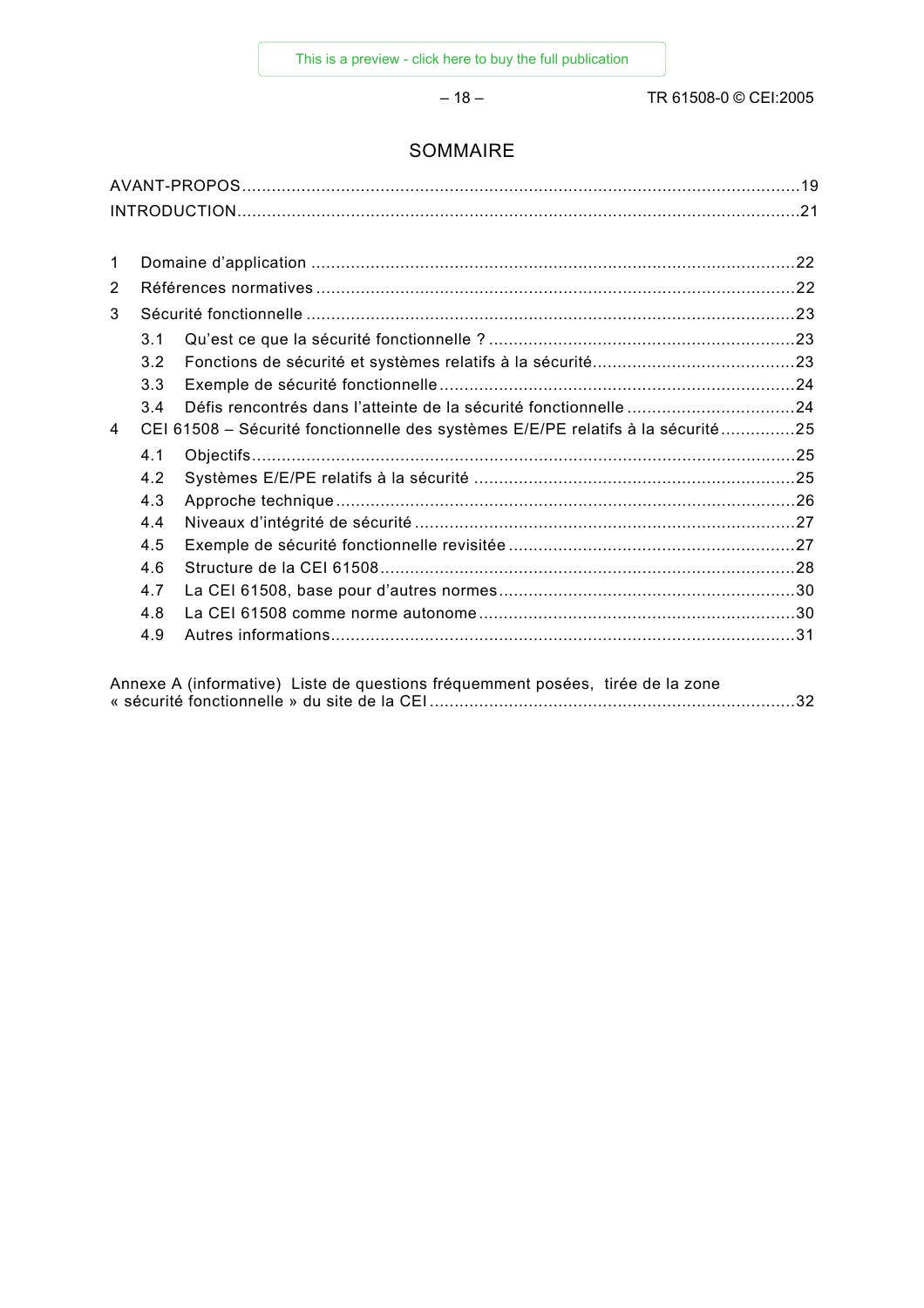# SOMMAIRE

AVANT-PROPOS ....................................................................................................................19

INTRODUCTION ....................................................................................................................21

1 Domaine d'application ....................................................................................................22

2 Références normatives ....................................................................................................22

3 Sécurité fonctionnelle ......................................................................................................23

  3.1 Qu'est ce que la sécurité fonctionnelle ? ..................................................................23

  3.2 Fonctions de sécurité et systèmes relatifs à la sécurité............................................23

  3.3 Exemple de sécurité fonctionnelle ............................................................................24

  3.4 Défis rencontrés dans l'atteinte de la sécurité fonctionnelle ....................................24

4 CEI 61508 – Sécurité fonctionnelle des systèmes E/E/PE relatifs à la sécurité ...............25

  4.1 Objectifs ....................................................................................................................25

  4.2 Systèmes E/E/PE relatifs à la sécurité .....................................................................25

  4.3 Approche technique ..................................................................................................26

  4.4 Niveaux d'intégrité de sécurité ..................................................................................27

  4.5 Exemple de sécurité fonctionnelle revisitée ..............................................................27

  4.6 Structure de la CEI 61508 .........................................................................................28

  4.7 La CEI 61508, base pour d'autres normes ................................................................30

  4.8 La CEI 61508 comme norme autonome ....................................................................30

  4.9 Autres informations ...................................................................................................31

Annexe A (informative) Liste de questions fréquemment posées, tirée de la zone « sécurité fonctionnelle » du site de la CEI ..............................................................................32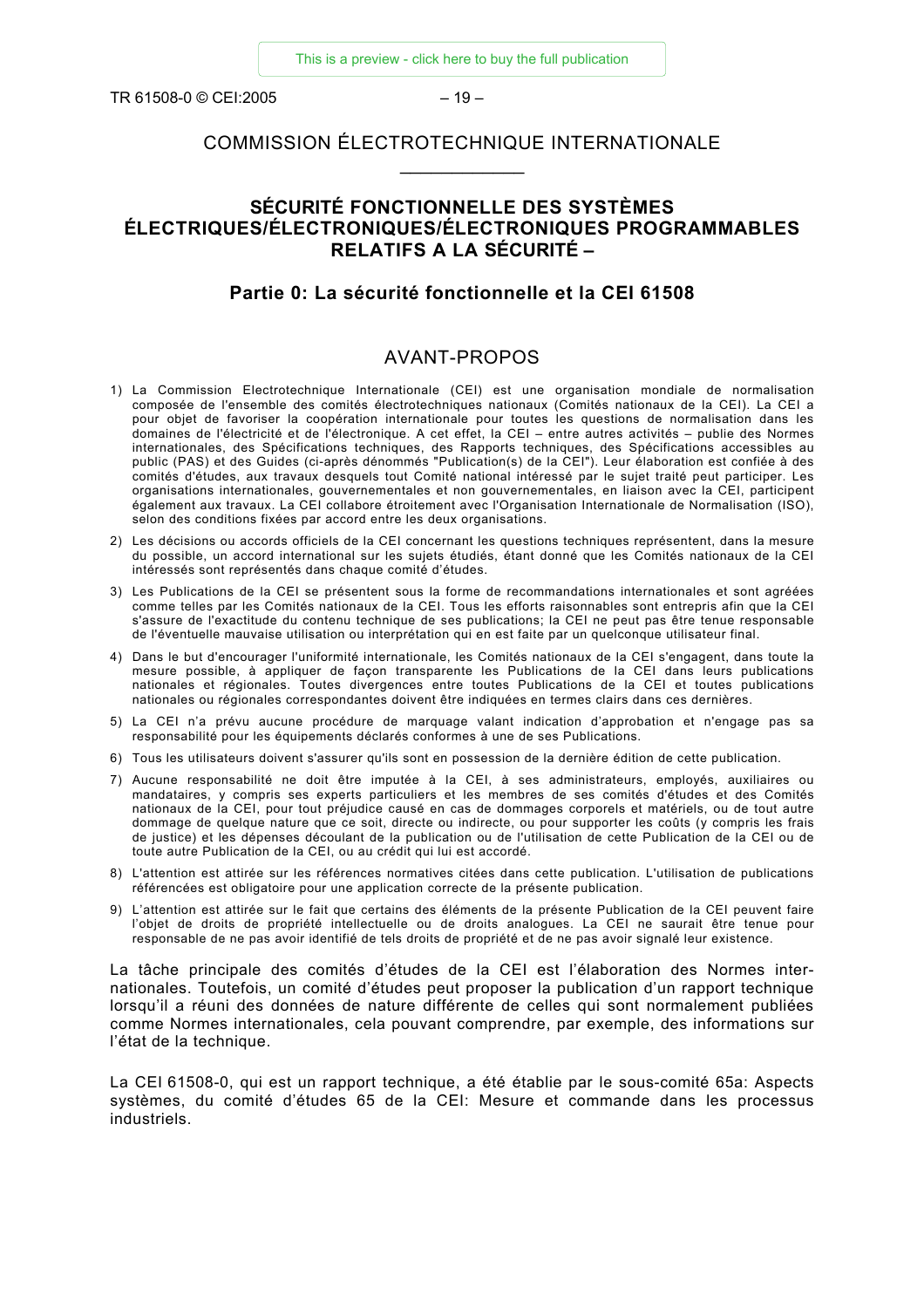COMMISSION ÉLECTROTECHNIQUE INTERNATIONALE

___________

# SÉCURITÉ FONCTIONNELLE DES SYSTÈMES ÉLECTRIQUES/ÉLECTRONIQUES/ÉLECTRONIQUES PROGRAMMABLES RELATIFS A LA SÉCURITÉ –

## Partie 0: La sécurité fonctionnelle et la CEI 61508

## AVANT-PROPOS

1) La Commission Electrotechnique Internationale (CEI) est une organisation mondiale de normalisation composée de l'ensemble des comités électrotechniques nationaux (Comités nationaux de la CEI). La CEI a pour objet de favoriser la coopération internationale pour toutes les questions de normalisation dans les domaines de l'électricité et de l'électronique. A cet effet, la CEI – entre autres activités – publie des Normes internationales, des Spécifications techniques, des Rapports techniques, des Spécifications accessibles au public (PAS) et des Guides (ci-après dénommés "Publication(s) de la CEI"). Leur élaboration est confiée à des comités d'études, aux travaux desquels tout Comité national intéressé par le sujet traité peut participer. Les organisations internationales, gouvernementales et non gouvernementales, en liaison avec la CEI, participent également aux travaux. La CEI collabore étroitement avec l'Organisation Internationale de Normalisation (ISO), selon des conditions fixées par accord entre les deux organisations.

2) Les décisions ou accords officiels de la CEI concernant les questions techniques représentent, dans la mesure du possible, un accord international sur les sujets étudiés, étant donné que les Comités nationaux de la CEI intéressés sont représentés dans chaque comité d'études.

3) Les Publications de la CEI se présentent sous la forme de recommandations internationales et sont agréées comme telles par les Comités nationaux de la CEI. Tous les efforts raisonnables sont entrepris afin que la CEI s'assure de l'exactitude du contenu technique de ses publications; la CEI ne peut pas être tenue responsable de l'éventuelle mauvaise utilisation ou interprétation qui en est faite par un quelconque utilisateur final.

4) Dans le but d'encourager l'uniformité internationale, les Comités nationaux de la CEI s'engagent, dans toute la mesure possible, à appliquer de façon transparente les Publications de la CEI dans leurs publications nationales et régionales. Toutes divergences entre toutes Publications de la CEI et toutes publications nationales ou régionales correspondantes doivent être indiquées en termes clairs dans ces dernières.

5) La CEI n'a prévu aucune procédure de marquage valant indication d'approbation et n'engage pas sa responsabilité pour les équipements déclarés conformes à une de ses Publications.

6) Tous les utilisateurs doivent s'assurer qu'ils sont en possession de la dernière édition de cette publication.

7) Aucune responsabilité ne doit être imputée à la CEI, à ses administrateurs, employés, auxiliaires ou mandataires, y compris ses experts particuliers et les membres de ses comités d'études et des Comités nationaux de la CEI, pour tout préjudice causé en cas de dommages corporels et matériels, ou de tout autre dommage de quelque nature que ce soit, directe ou indirecte, ou pour supporter les coûts (y compris les frais de justice) et les dépenses découlant de la publication ou de l'utilisation de cette Publication de la CEI ou de toute autre Publication de la CEI, ou au crédit qui lui est accordé.

8) L'attention est attirée sur les références normatives citées dans cette publication. L'utilisation de publications référencées est obligatoire pour une application correcte de la présente publication.

9) L'attention est attirée sur le fait que certains des éléments de la présente Publication de la CEI peuvent faire l'objet de droits de propriété intellectuelle ou de droits analogues. La CEI ne saurait être tenue pour responsable de ne pas avoir identifié de tels droits de propriété et de ne pas avoir signalé leur existence.

La tâche principale des comités d'études de la CEI est l'élaboration des Normes internationales. Toutefois, un comité d'études peut proposer la publication d'un rapport technique lorsqu'il a réuni des données de nature différente de celles qui sont normalement publiées comme Normes internationales, cela pouvant comprendre, par exemple, des informations sur l'état de la technique.

La CEI 61508-0, qui est un rapport technique, a été établie par le sous-comité 65a: Aspects systèmes, du comité d'études 65 de la CEI: Mesure et commande dans les processus industriels.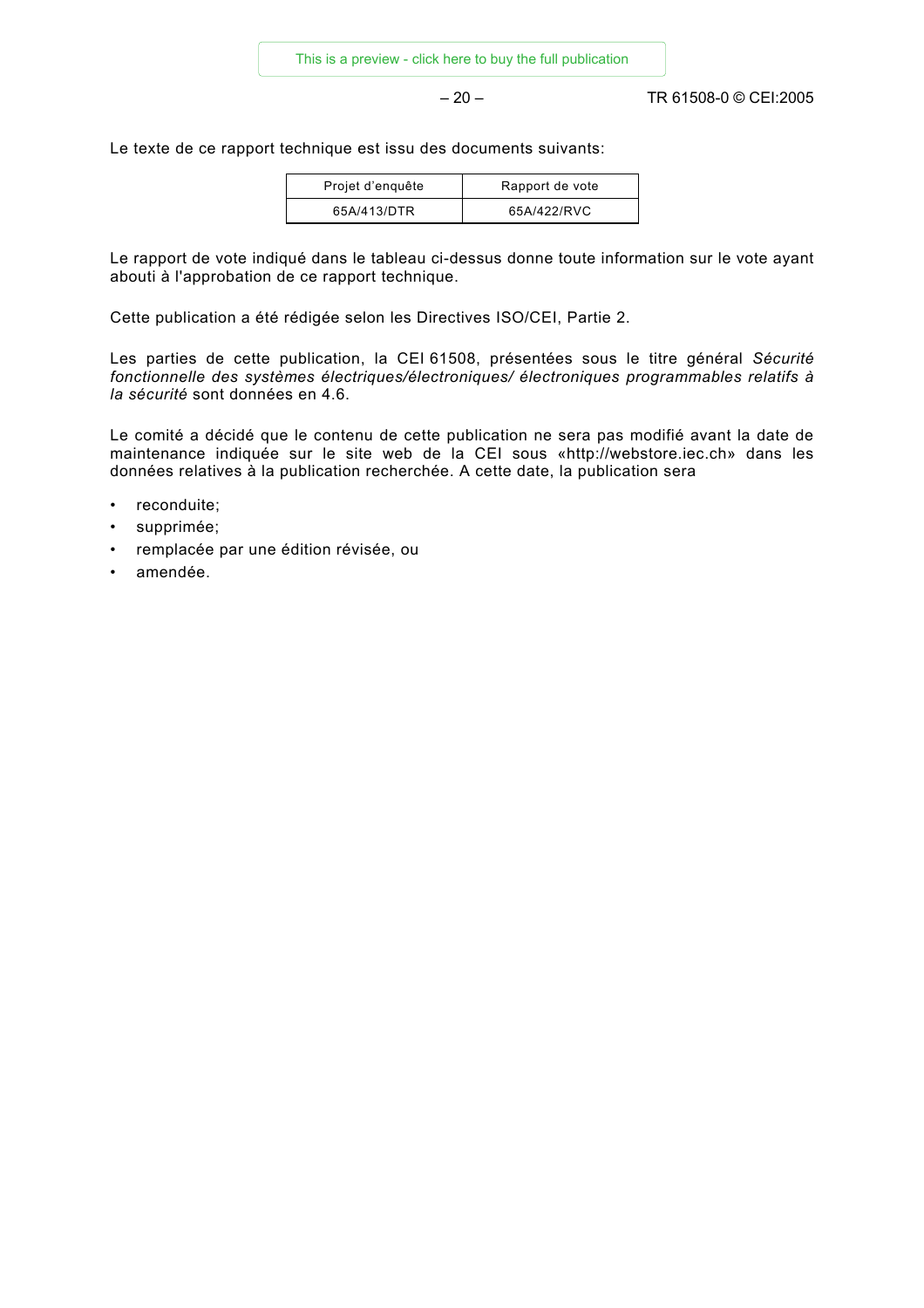Le texte de ce rapport technique est issu des documents suivants:

| Projet d'enquête | Rapport de vote |
|---|---|
| 65A/413/DTR | 65A/422/RVC |

Le rapport de vote indiqué dans le tableau ci-dessus donne toute information sur le vote ayant abouti à l'approbation de ce rapport technique.

Cette publication a été rédigée selon les Directives ISO/CEI, Partie 2.

Les parties de cette publication, la CEI 61508, présentées sous le titre général *Sécurité fonctionnelle des systèmes électriques/électroniques/ électroniques programmables relatifs à la sécurité* sont données en 4.6.

Le comité a décidé que le contenu de cette publication ne sera pas modifié avant la date de maintenance indiquée sur le site web de la CEI sous «http://webstore.iec.ch» dans les données relatives à la publication recherchée. A cette date, la publication sera

- reconduite;
- supprimée;
- remplacée par une édition révisée, ou
- amendée.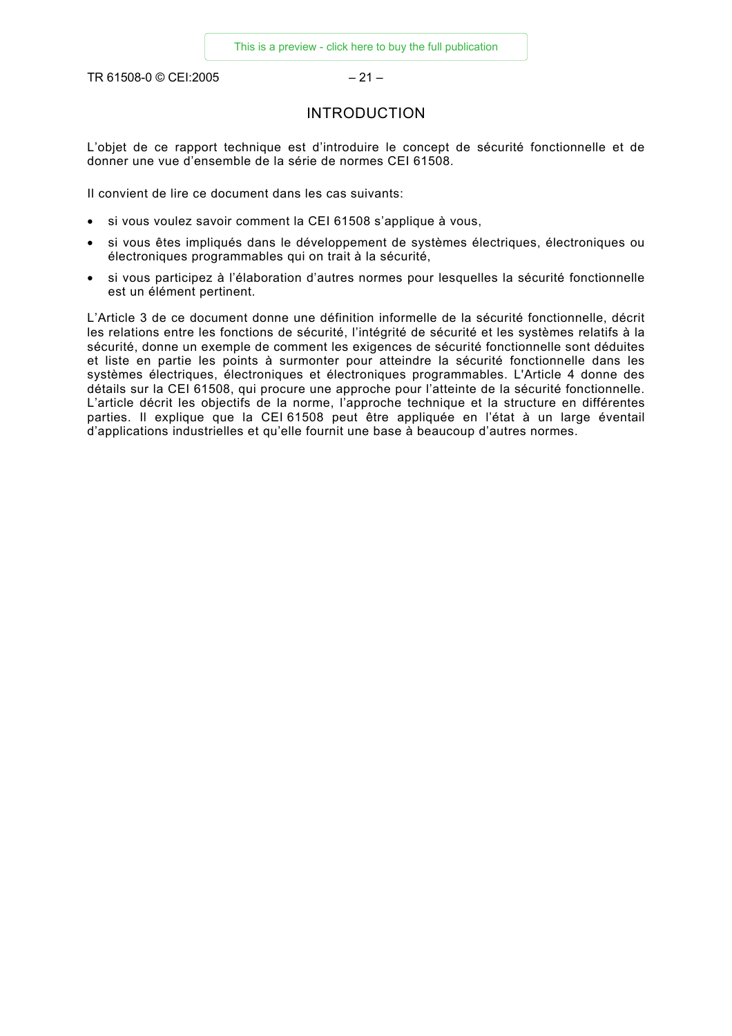# INTRODUCTION

L'objet de ce rapport technique est d'introduire le concept de sécurité fonctionnelle et de donner une vue d'ensemble de la série de normes CEI 61508.

Il convient de lire ce document dans les cas suivants:

- si vous voulez savoir comment la CEI 61508 s'applique à vous,
- si vous êtes impliqués dans le développement de systèmes électriques, électroniques ou électroniques programmables qui on trait à la sécurité,
- si vous participez à l'élaboration d'autres normes pour lesquelles la sécurité fonctionnelle est un élément pertinent.

L'Article 3 de ce document donne une définition informelle de la sécurité fonctionnelle, décrit les relations entre les fonctions de sécurité, l'intégrité de sécurité et les systèmes relatifs à la sécurité, donne un exemple de comment les exigences de sécurité fonctionnelle sont déduites et liste en partie les points à surmonter pour atteindre la sécurité fonctionnelle dans les systèmes électriques, électroniques et électroniques programmables. L'Article 4 donne des détails sur la CEI 61508, qui procure une approche pour l'atteinte de la sécurité fonctionnelle. L'article décrit les objectifs de la norme, l'approche technique et la structure en différentes parties. Il explique que la CEI 61508 peut être appliquée en l'état à un large éventail d'applications industrielles et qu'elle fournit une base à beaucoup d'autres normes.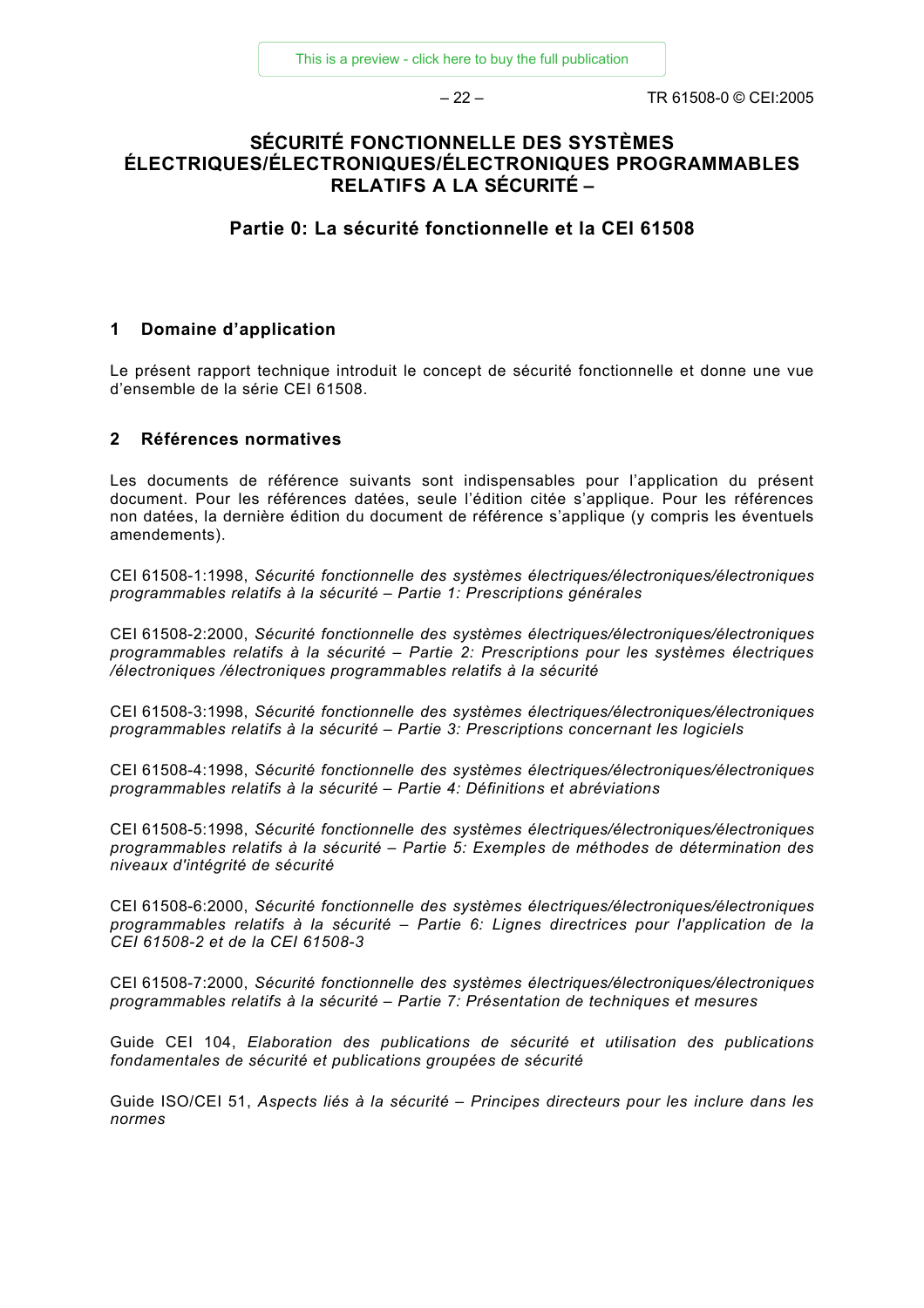# SÉCURITÉ FONCTIONNELLE DES SYSTÈMES ÉLECTRIQUES/ÉLECTRONIQUES/ÉLECTRONIQUES PROGRAMMABLES RELATIFS A LA SÉCURITÉ –

## Partie 0: La sécurité fonctionnelle et la CEI 61508

## 1 Domaine d'application

Le présent rapport technique introduit le concept de sécurité fonctionnelle et donne une vue d'ensemble de la série CEI 61508.

## 2 Références normatives

Les documents de référence suivants sont indispensables pour l'application du présent document. Pour les références datées, seule l'édition citée s'applique. Pour les références non datées, la dernière édition du document de référence s'applique (y compris les éventuels amendements).

CEI 61508-1:1998, *Sécurité fonctionnelle des systèmes électriques/électroniques/électroniques programmables relatifs à la sécurité – Partie 1: Prescriptions générales*

CEI 61508-2:2000, *Sécurité fonctionnelle des systèmes électriques/électroniques/électroniques programmables relatifs à la sécurité – Partie 2: Prescriptions pour les systèmes électriques /électroniques /électroniques programmables relatifs à la sécurité*

CEI 61508-3:1998, *Sécurité fonctionnelle des systèmes électriques/électroniques/électroniques programmables relatifs à la sécurité – Partie 3: Prescriptions concernant les logiciels*

CEI 61508-4:1998, *Sécurité fonctionnelle des systèmes électriques/électroniques/électroniques programmables relatifs à la sécurité – Partie 4: Définitions et abréviations*

CEI 61508-5:1998, *Sécurité fonctionnelle des systèmes électriques/électroniques/électroniques programmables relatifs à la sécurité – Partie 5: Exemples de méthodes de détermination des niveaux d'intégrité de sécurité*

CEI 61508-6:2000, *Sécurité fonctionnelle des systèmes électriques/électroniques/électroniques programmables relatifs à la sécurité – Partie 6: Lignes directrices pour l'application de la CEI 61508-2 et de la CEI 61508-3*

CEI 61508-7:2000, *Sécurité fonctionnelle des systèmes électriques/électroniques/électroniques programmables relatifs à la sécurité – Partie 7: Présentation de techniques et mesures*

Guide CEI 104, *Elaboration des publications de sécurité et utilisation des publications fondamentales de sécurité et publications groupées de sécurité*

Guide ISO/CEI 51, *Aspects liés à la sécurité – Principes directeurs pour les inclure dans les normes*